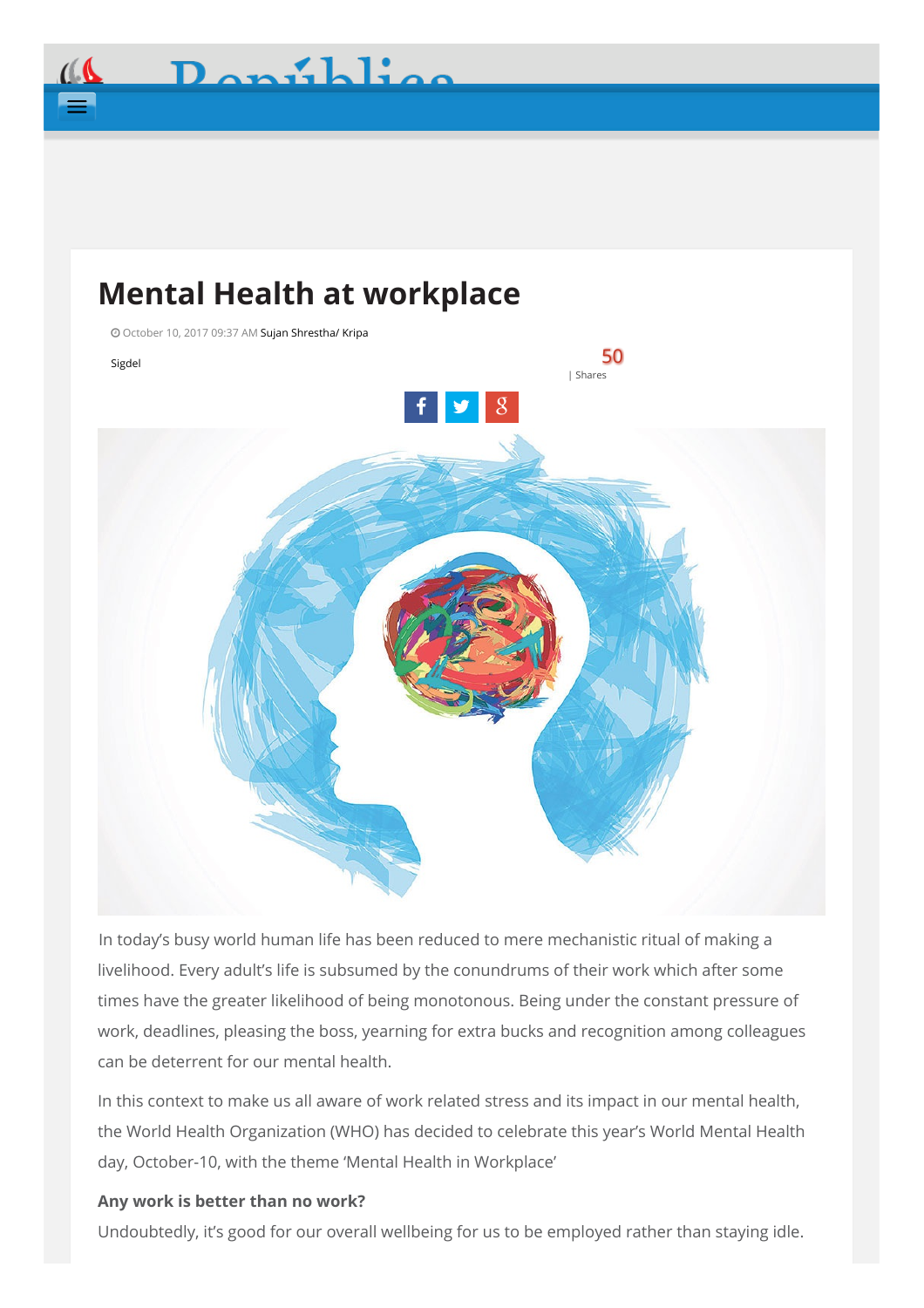# Mental Health at workplace

October 10, 2017 09:37 AM Sujan Shrestha/ Kripa Sigdel

50 | Shares

In today's busy world human life has been reduced to mere mechanistic ritual of making a livelihood. Every adult's life is subsumed by the conundrums of their work which after some times have the greater likelihood of being monotonous. Being under the constant pressure of work, deadlines, pleasing the boss, yearning for extra bucks and recognition among colleagues can be deterrent for our mental health.

In this context to make us all aware of work related stress and its impact in our mental health, the World Health Organization (WHO) has decided to celebrate this year's World Mental Health day, October-10, with the theme 'Mental Health in Workplace'

**Any work is better than no work?**

Undoubtedly, it's good for our overall wellbeing for us to be employed rather than staying idle.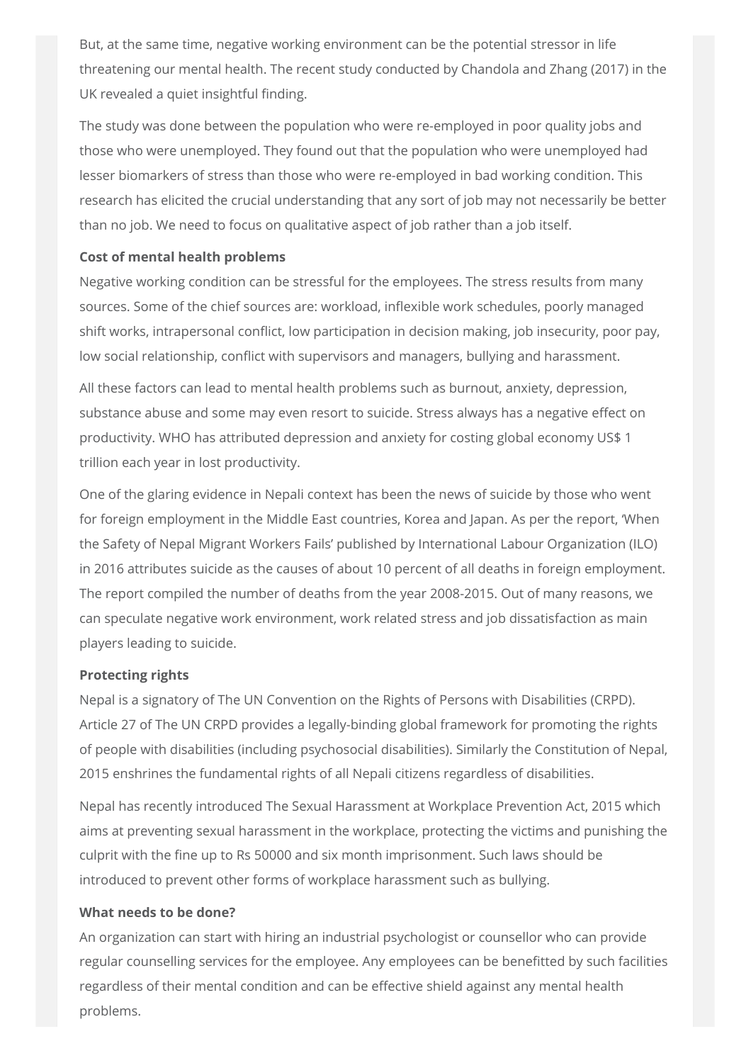But, at the same time, negative working environment can be the potential stressor in life threatening our mental health. The recent study conducted by Chandola and Zhang (2017) in the UK revealed a quiet insightful finding.

The study was done between the population who were re-employed in poor quality jobs and those who were unemployed. They found out that the population who were unemployed had lesser biomarkers of stress than those who were re-employed in bad working condition. This research has elicited the crucial understanding that any sort of job may not necessarily be better than no job. We need to focus on qualitative aspect of job rather than a job itself.

**Cost of mental health problems**

Negative working condition can be stressful for the employees. The stress results from many sources. Some of the chief sources are: workload, inflexible work schedules, poorly managed shift works, intrapersonal conflict, low participation in decision making, job insecurity, poor pay, low social relationship, conflict with supervisors and managers, bullying and harassment.

All these factors can lead to mental health problems such as burnout, anxiety, depression, substance abuse and some may even resort to suicide. Stress always has a negative effect on productivity. WHO has attributed depression and anxiety for costing global economy US$ 1 trillion each year in lost productivity.

One of the glaring evidence in Nepali context has been the news of suicide by those who went for foreign employment in the Middle East countries, Korea and Japan. As per the report, 'When the Safety of Nepal Migrant Workers Fails' published by International Labour Organization (ILO) in 2016 attributes suicide as the causes of about 10 percent of all deaths in foreign employment. The report compiled the number of deaths from the year 2008-2015. Out of many reasons, we can speculate negative work environment, work related stress and job dissatisfaction as main players leading to suicide.

**Protecting rights**

Nepal is a signatory of The UN Convention on the Rights of Persons with Disabilities (CRPD). Article 27 of The UN CRPD provides a legally-binding global framework for promoting the rights of people with disabilities (including psychosocial disabilities). Similarly the Constitution of Nepal, 2015 enshrines the fundamental rights of all Nepali citizens regardless of disabilities.

Nepal has recently introduced The Sexual Harassment at Workplace Prevention Act, 2015 which aims at preventing sexual harassment in the workplace, protecting the victims and punishing the culprit with the fine up to Rs 50000 and six month imprisonment. Such laws should be introduced to prevent other forms of workplace harassment such as bullying.

**What needs to be done?**

An organization can start with hiring an industrial psychologist or counsellor who can provide regular counselling services for the employee. Any employees can be benefitted by such facilities regardless of their mental condition and can be effective shield against any mental health problems.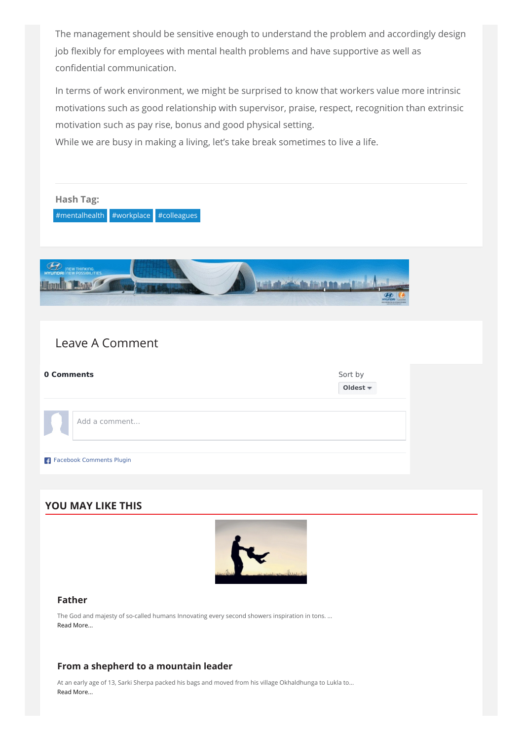The management should be sensitive enough to understand the problem and accordingly design job flexibly for employees with mental health problems and have supportive as well as confidential communication.

In terms of work environment, we might be surprised to know that workers value more intrinsic motivations such as good relationship with supervisor, praise, respect, recognition than extrinsic motivation such as pay rise, bonus and good physical setting.
While we are busy in making a living, let's take break sometimes to live a life.

**Hash Tag:**

#mentalhealth #workplace #colleagues

## Leave A Comment

**0 Comments**

Sort by **Oldest**

Add a comment...

Facebook Comments Plugin

## YOU MAY LIKE THIS

### Father

The God and majesty of so-called humans Innovating every second showers inspiration in tons. ...
Read More...

### From a shepherd to a mountain leader

At an early age of 13, Sarki Sherpa packed his bags and moved from his village Okhaldhunga to Lukla to...
Read More...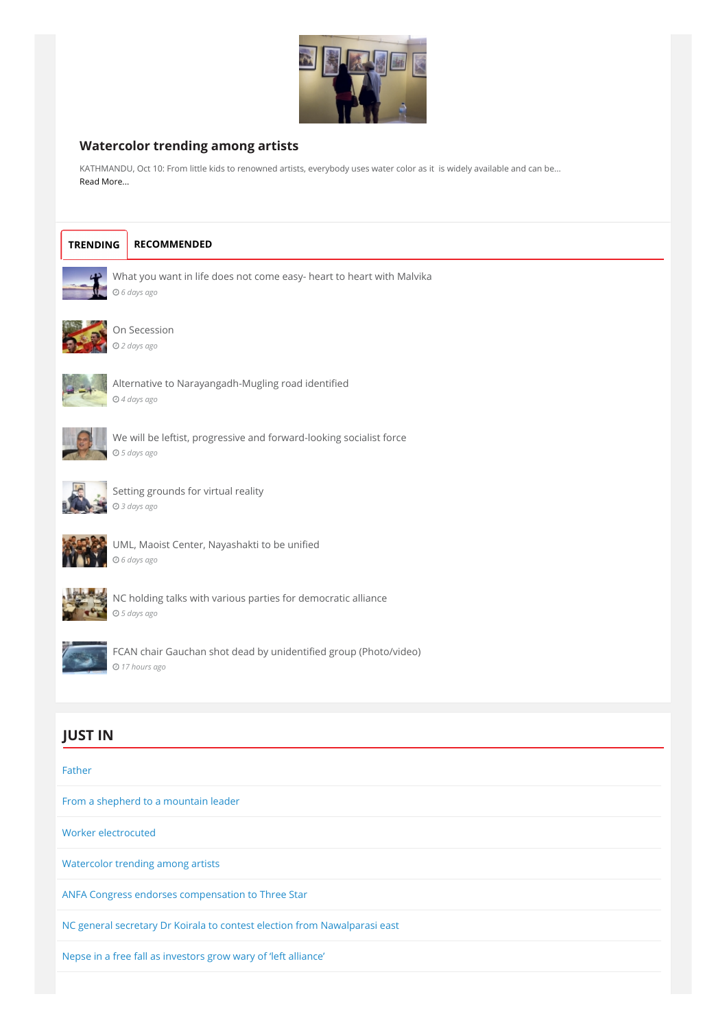## Watercolor trending among artists

KATHMANDU, Oct 10: From little kids to renowned artists, everybody uses water color as it is widely available and can be...

Read More...

**TRENDING** **RECOMMENDED**

What you want in life does not come easy- heart to heart with Malvika

*6 days ago*

On Secession

*2 days ago*

Alternative to Narayangadh-Mugling road identified

*4 days ago*

We will be leftist, progressive and forward-looking socialist force

*5 days ago*

Setting grounds for virtual reality

*3 days ago*

UML, Maoist Center, Nayashakti to be unified

*6 days ago*

NC holding talks with various parties for democratic alliance

*5 days ago*

FCAN chair Gauchan shot dead by unidentified group (Photo/video)

*17 hours ago*

## JUST IN

- Father
- From a shepherd to a mountain leader
- Worker electrocuted
- Watercolor trending among artists
- ANFA Congress endorses compensation to Three Star
- NC general secretary Dr Koirala to contest election from Nawalparasi east
- Nepse in a free fall as investors grow wary of 'left alliance'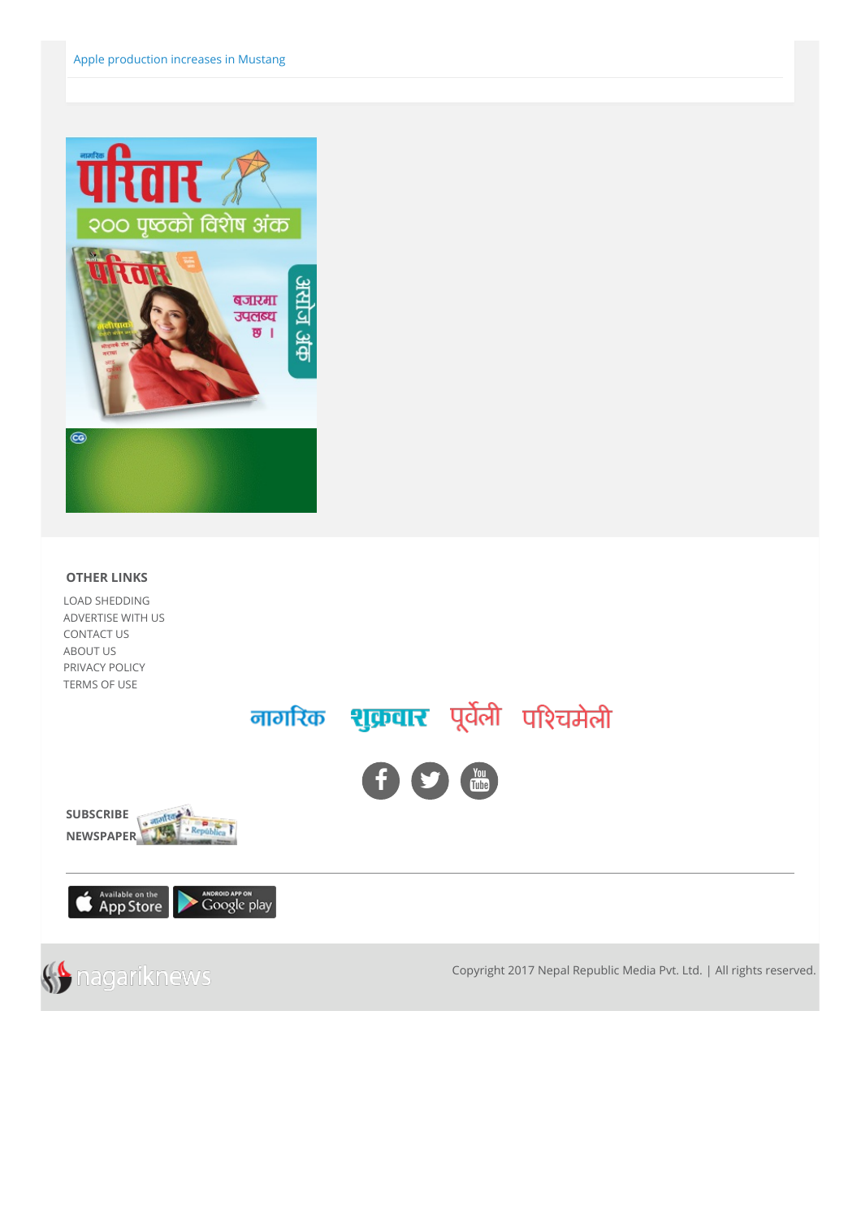Apple production increases in Mustang

OTHER LINKS

LOAD SHEDDING
ADVERTISE WITH US
CONTACT US
ABOUT US
PRIVACY POLICY
TERMS OF USE

नागरिक शुक्रवार पूर्वेली पश्चिमेली

SUBSCRIBE NEWSPAPER

Copyright 2017 Nepal Republic Media Pvt. Ltd. | All rights reserved.